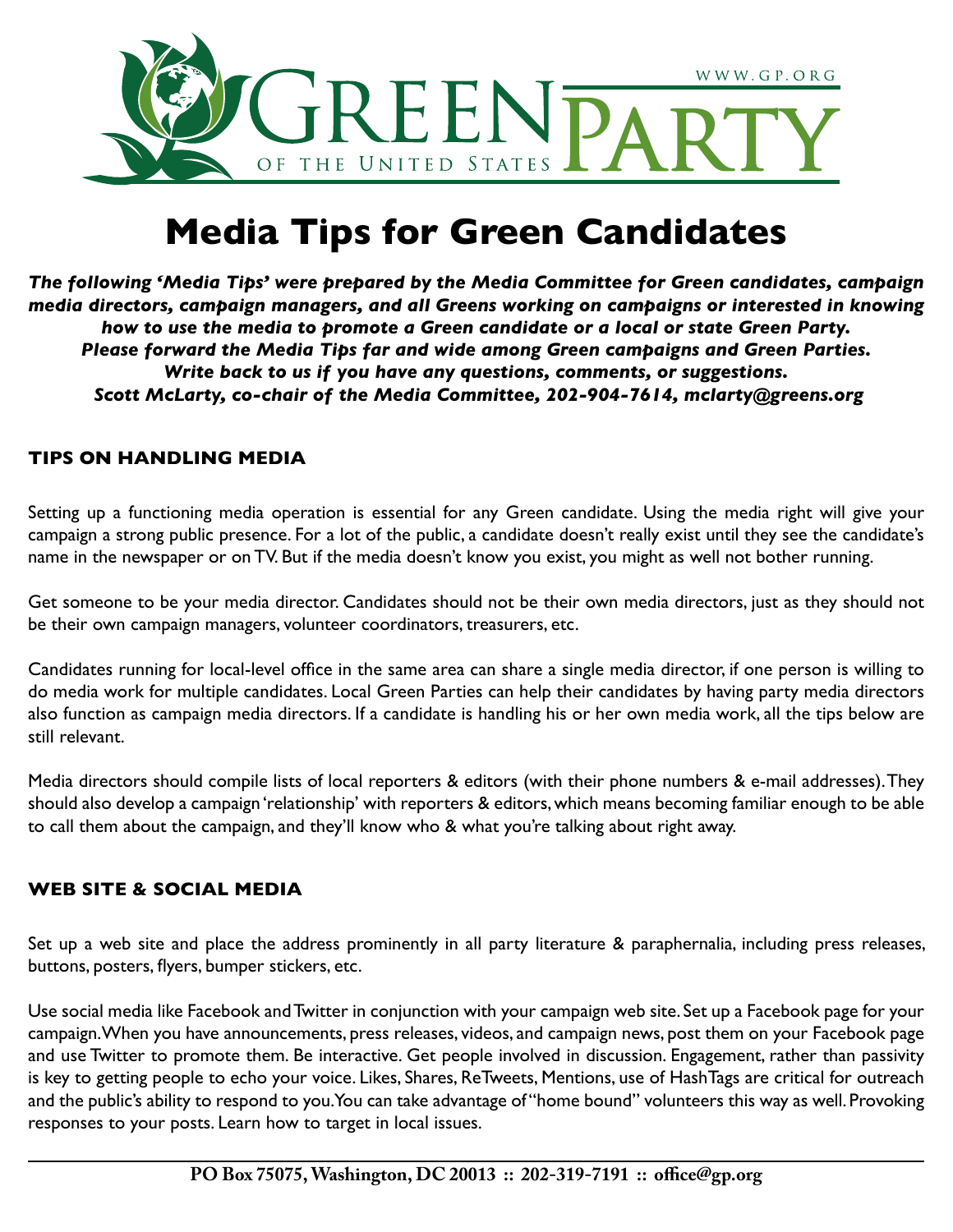GREEN PARTY OF THE UNITED STATES

WWW.GP.ORG

# Media Tips for Green Candidates

***The following 'Media Tips' were prepared by the Media Committee for Green candidates, campaign media directors, campaign managers, and all Greens working on campaigns or interested in knowing how to use the media to promote a Green candidate or a local or state Green Party. Please forward the Media Tips far and wide among Green campaigns and Green Parties. Write back to us if you have any questions, comments, or suggestions. Scott McLarty, co-chair of the Media Committee, 202-904-7614, mclarty@greens.org***

## TIPS ON HANDLING MEDIA

Setting up a functioning media operation is essential for any Green candidate. Using the media right will give your campaign a strong public presence. For a lot of the public, a candidate doesn't really exist until they see the candidate's name in the newspaper or on TV. But if the media doesn't know you exist, you might as well not bother running.

Get someone to be your media director. Candidates should not be their own media directors, just as they should not be their own campaign managers, volunteer coordinators, treasurers, etc.

Candidates running for local-level office in the same area can share a single media director, if one person is willing to do media work for multiple candidates. Local Green Parties can help their candidates by having party media directors also function as campaign media directors. If a candidate is handling his or her own media work, all the tips below are still relevant.

Media directors should compile lists of local reporters & editors (with their phone numbers & e-mail addresses). They should also develop a campaign 'relationship' with reporters & editors, which means becoming familiar enough to be able to call them about the campaign, and they'll know who & what you're talking about right away.

## WEB SITE & SOCIAL MEDIA

Set up a web site and place the address prominently in all party literature & paraphernalia, including press releases, buttons, posters, flyers, bumper stickers, etc.

Use social media like Facebook and Twitter in conjunction with your campaign web site. Set up a Facebook page for your campaign. When you have announcements, press releases, videos, and campaign news, post them on your Facebook page and use Twitter to promote them. Be interactive. Get people involved in discussion. Engagement, rather than passivity is key to getting people to echo your voice. Likes, Shares, ReTweets, Mentions, use of HashTags are critical for outreach and the public's ability to respond to you. You can take advantage of "home bound" volunteers this way as well. Provoking responses to your posts. Learn how to target in local issues.

PO Box 75075, Washington, DC 20013 :: 202-319-7191 :: office@gp.org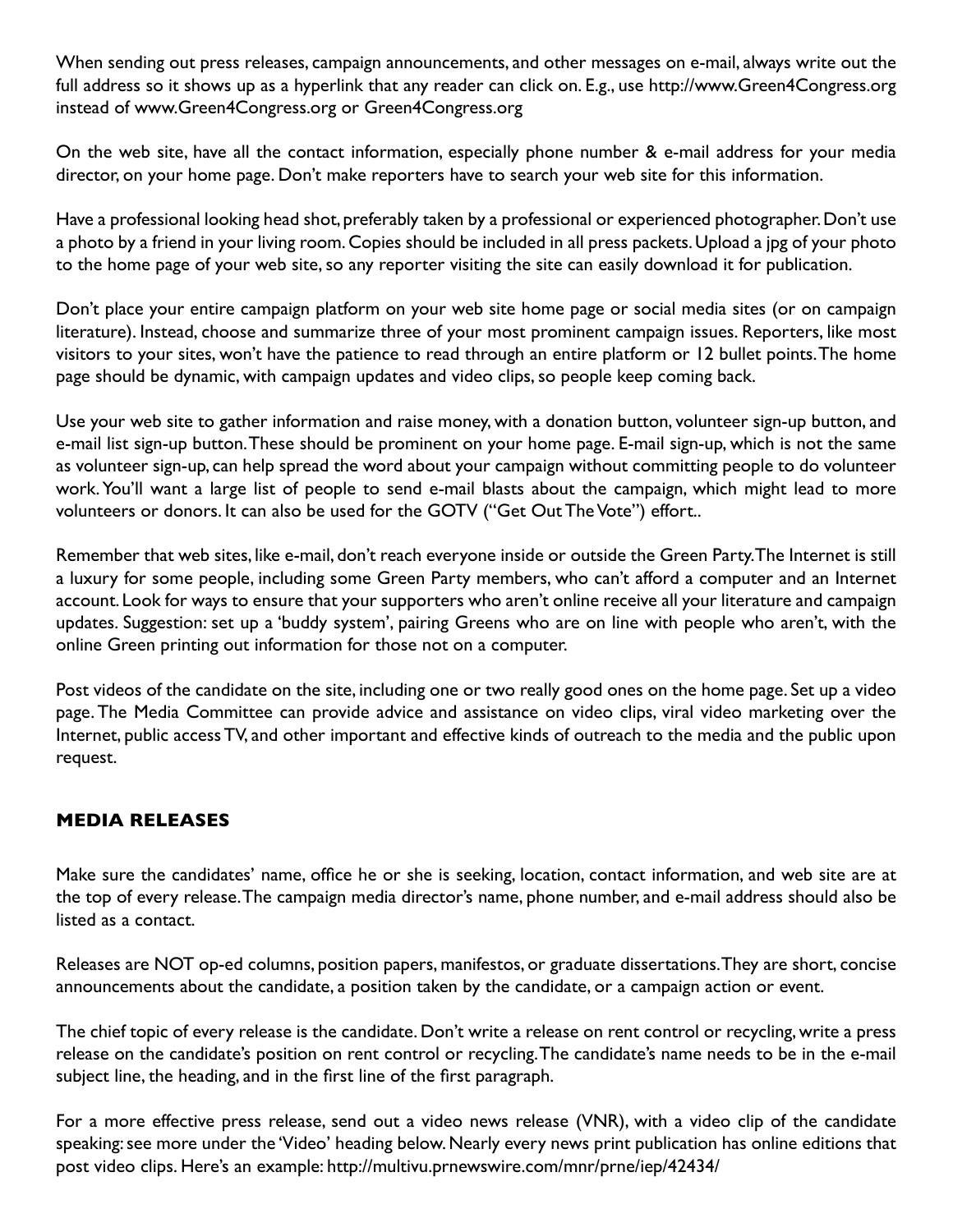When sending out press releases, campaign announcements, and other messages on e-mail, always write out the full address so it shows up as a hyperlink that any reader can click on. E.g., use http://www.Green4Congress.org instead of www.Green4Congress.org or Green4Congress.org

On the web site, have all the contact information, especially phone number & e-mail address for your media director, on your home page. Don't make reporters have to search your web site for this information.

Have a professional looking head shot, preferably taken by a professional or experienced photographer. Don't use a photo by a friend in your living room. Copies should be included in all press packets. Upload a jpg of your photo to the home page of your web site, so any reporter visiting the site can easily download it for publication.

Don't place your entire campaign platform on your web site home page or social media sites (or on campaign literature). Instead, choose and summarize three of your most prominent campaign issues. Reporters, like most visitors to your sites, won't have the patience to read through an entire platform or 12 bullet points. The home page should be dynamic, with campaign updates and video clips, so people keep coming back.

Use your web site to gather information and raise money, with a donation button, volunteer sign-up button, and e-mail list sign-up button. These should be prominent on your home page. E-mail sign-up, which is not the same as volunteer sign-up, can help spread the word about your campaign without committing people to do volunteer work. You'll want a large list of people to send e-mail blasts about the campaign, which might lead to more volunteers or donors. It can also be used for the GOTV ("Get Out The Vote") effort..

Remember that web sites, like e-mail, don't reach everyone inside or outside the Green Party. The Internet is still a luxury for some people, including some Green Party members, who can't afford a computer and an Internet account. Look for ways to ensure that your supporters who aren't online receive all your literature and campaign updates. Suggestion: set up a 'buddy system', pairing Greens who are on line with people who aren't, with the online Green printing out information for those not on a computer.

Post videos of the candidate on the site, including one or two really good ones on the home page. Set up a video page. The Media Committee can provide advice and assistance on video clips, viral video marketing over the Internet, public access TV, and other important and effective kinds of outreach to the media and the public upon request.

## MEDIA RELEASES

Make sure the candidates' name, office he or she is seeking, location, contact information, and web site are at the top of every release. The campaign media director's name, phone number, and e-mail address should also be listed as a contact.

Releases are NOT op-ed columns, position papers, manifestos, or graduate dissertations. They are short, concise announcements about the candidate, a position taken by the candidate, or a campaign action or event.

The chief topic of every release is the candidate. Don't write a release on rent control or recycling, write a press release on the candidate's position on rent control or recycling. The candidate's name needs to be in the e-mail subject line, the heading, and in the first line of the first paragraph.

For a more effective press release, send out a video news release (VNR), with a video clip of the candidate speaking: see more under the 'Video' heading below. Nearly every news print publication has online editions that post video clips. Here's an example: http://multivu.prnewswire.com/mnr/prne/iep/42434/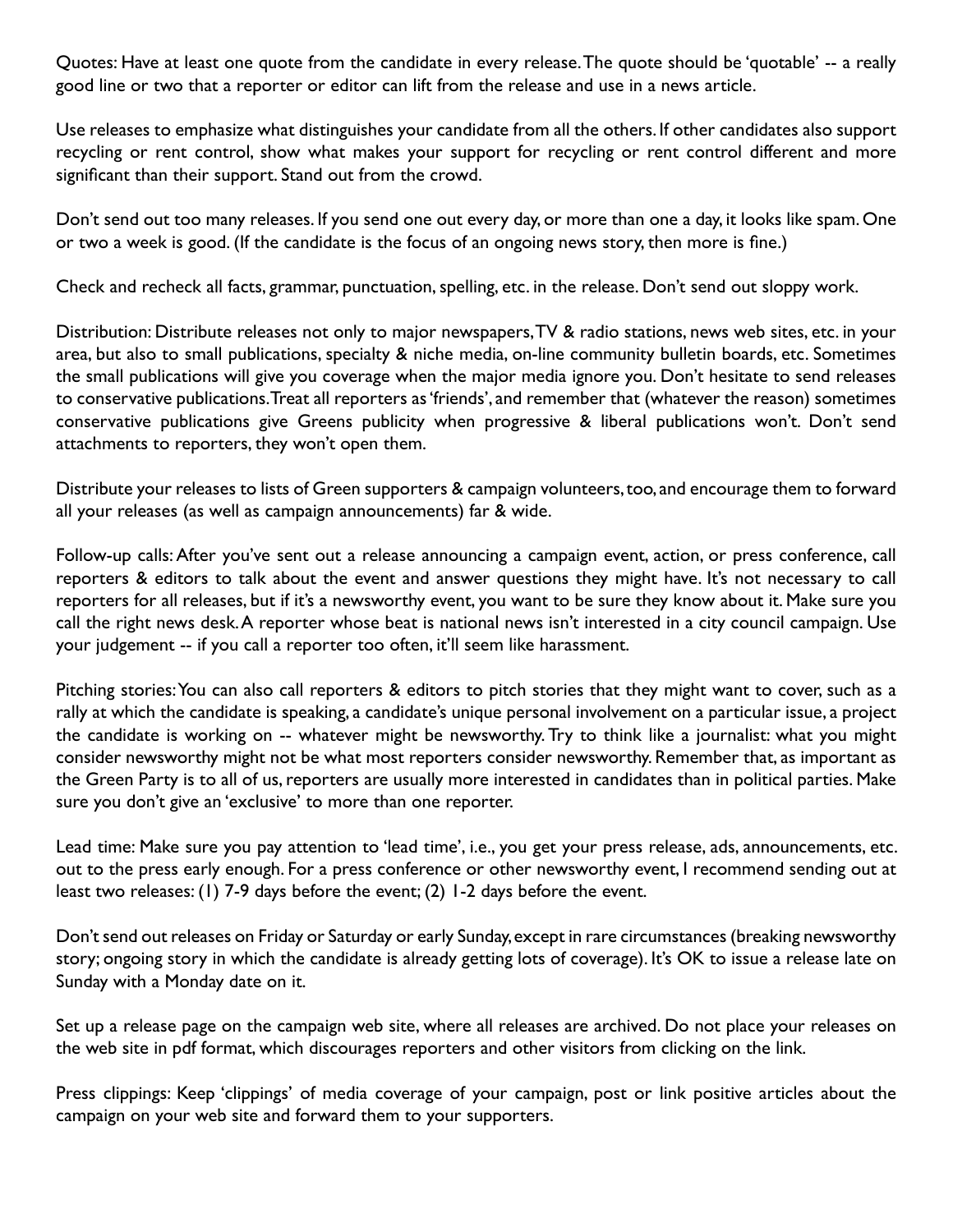Quotes: Have at least one quote from the candidate in every release. The quote should be 'quotable' -- a really good line or two that a reporter or editor can lift from the release and use in a news article.

Use releases to emphasize what distinguishes your candidate from all the others. If other candidates also support recycling or rent control, show what makes your support for recycling or rent control different and more significant than their support. Stand out from the crowd.

Don't send out too many releases. If you send one out every day, or more than one a day, it looks like spam. One or two a week is good. (If the candidate is the focus of an ongoing news story, then more is fine.)

Check and recheck all facts, grammar, punctuation, spelling, etc. in the release. Don't send out sloppy work.

Distribution: Distribute releases not only to major newspapers, TV & radio stations, news web sites, etc. in your area, but also to small publications, specialty & niche media, on-line community bulletin boards, etc. Sometimes the small publications will give you coverage when the major media ignore you. Don't hesitate to send releases to conservative publications. Treat all reporters as 'friends', and remember that (whatever the reason) sometimes conservative publications give Greens publicity when progressive & liberal publications won't. Don't send attachments to reporters, they won't open them.

Distribute your releases to lists of Green supporters & campaign volunteers, too, and encourage them to forward all your releases (as well as campaign announcements) far & wide.

Follow-up calls: After you've sent out a release announcing a campaign event, action, or press conference, call reporters & editors to talk about the event and answer questions they might have. It's not necessary to call reporters for all releases, but if it's a newsworthy event, you want to be sure they know about it. Make sure you call the right news desk. A reporter whose beat is national news isn't interested in a city council campaign. Use your judgement -- if you call a reporter too often, it'll seem like harassment.

Pitching stories: You can also call reporters & editors to pitch stories that they might want to cover, such as a rally at which the candidate is speaking, a candidate's unique personal involvement on a particular issue, a project the candidate is working on -- whatever might be newsworthy. Try to think like a journalist: what you might consider newsworthy might not be what most reporters consider newsworthy. Remember that, as important as the Green Party is to all of us, reporters are usually more interested in candidates than in political parties. Make sure you don't give an 'exclusive' to more than one reporter.

Lead time: Make sure you pay attention to 'lead time', i.e., you get your press release, ads, announcements, etc. out to the press early enough. For a press conference or other newsworthy event, I recommend sending out at least two releases: (1) 7-9 days before the event; (2) 1-2 days before the event.

Don't send out releases on Friday or Saturday or early Sunday, except in rare circumstances (breaking newsworthy story; ongoing story in which the candidate is already getting lots of coverage). It's OK to issue a release late on Sunday with a Monday date on it.

Set up a release page on the campaign web site, where all releases are archived. Do not place your releases on the web site in pdf format, which discourages reporters and other visitors from clicking on the link.

Press clippings: Keep 'clippings' of media coverage of your campaign, post or link positive articles about the campaign on your web site and forward them to your supporters.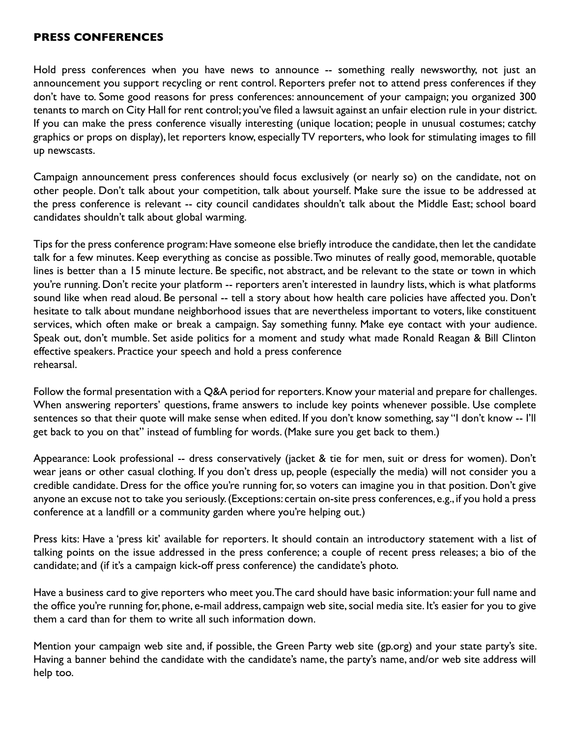**PRESS CONFERENCES**

Hold press conferences when you have news to announce -- something really newsworthy, not just an announcement you support recycling or rent control. Reporters prefer not to attend press conferences if they don't have to. Some good reasons for press conferences: announcement of your campaign; you organized 300 tenants to march on City Hall for rent control; you've filed a lawsuit against an unfair election rule in your district. If you can make the press conference visually interesting (unique location; people in unusual costumes; catchy graphics or props on display), let reporters know, especially TV reporters, who look for stimulating images to fill up newscasts.

Campaign announcement press conferences should focus exclusively (or nearly so) on the candidate, not on other people. Don't talk about your competition, talk about yourself. Make sure the issue to be addressed at the press conference is relevant -- city council candidates shouldn't talk about the Middle East; school board candidates shouldn't talk about global warming.

Tips for the press conference program: Have someone else briefly introduce the candidate, then let the candidate talk for a few minutes. Keep everything as concise as possible. Two minutes of really good, memorable, quotable lines is better than a 15 minute lecture. Be specific, not abstract, and be relevant to the state or town in which you're running. Don't recite your platform -- reporters aren't interested in laundry lists, which is what platforms sound like when read aloud. Be personal -- tell a story about how health care policies have affected you. Don't hesitate to talk about mundane neighborhood issues that are nevertheless important to voters, like constituent services, which often make or break a campaign. Say something funny. Make eye contact with your audience. Speak out, don't mumble. Set aside politics for a moment and study what made Ronald Reagan & Bill Clinton effective speakers. Practice your speech and hold a press conference rehearsal.

Follow the formal presentation with a Q&A period for reporters. Know your material and prepare for challenges. When answering reporters' questions, frame answers to include key points whenever possible. Use complete sentences so that their quote will make sense when edited. If you don't know something, say "I don't know -- I'll get back to you on that" instead of fumbling for words. (Make sure you get back to them.)

Appearance: Look professional -- dress conservatively (jacket & tie for men, suit or dress for women). Don't wear jeans or other casual clothing. If you don't dress up, people (especially the media) will not consider you a credible candidate. Dress for the office you're running for, so voters can imagine you in that position. Don't give anyone an excuse not to take you seriously. (Exceptions: certain on-site press conferences, e.g., if you hold a press conference at a landfill or a community garden where you're helping out.)

Press kits: Have a 'press kit' available for reporters. It should contain an introductory statement with a list of talking points on the issue addressed in the press conference; a couple of recent press releases; a bio of the candidate; and (if it's a campaign kick-off press conference) the candidate's photo.

Have a business card to give reporters who meet you. The card should have basic information: your full name and the office you're running for, phone, e-mail address, campaign web site, social media site. It's easier for you to give them a card than for them to write all such information down.

Mention your campaign web site and, if possible, the Green Party web site (gp.org) and your state party's site. Having a banner behind the candidate with the candidate's name, the party's name, and/or web site address will help too.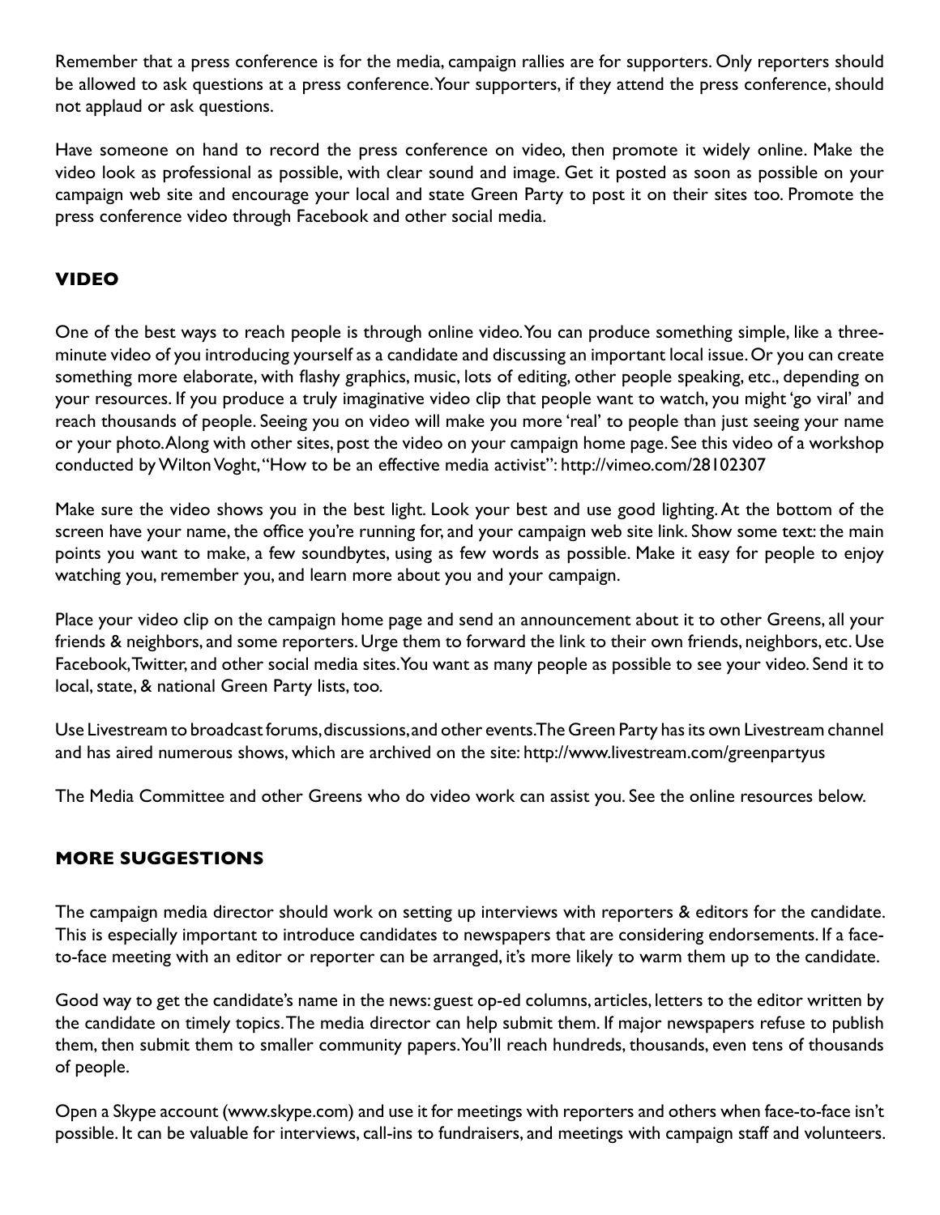Remember that a press conference is for the media, campaign rallies are for supporters. Only reporters should be allowed to ask questions at a press conference. Your supporters, if they attend the press conference, should not applaud or ask questions.

Have someone on hand to record the press conference on video, then promote it widely online. Make the video look as professional as possible, with clear sound and image. Get it posted as soon as possible on your campaign web site and encourage your local and state Green Party to post it on their sites too. Promote the press conference video through Facebook and other social media.

## VIDEO

One of the best ways to reach people is through online video. You can produce something simple, like a three-minute video of you introducing yourself as a candidate and discussing an important local issue. Or you can create something more elaborate, with flashy graphics, music, lots of editing, other people speaking, etc., depending on your resources. If you produce a truly imaginative video clip that people want to watch, you might 'go viral' and reach thousands of people. Seeing you on video will make you more 'real' to people than just seeing your name or your photo. Along with other sites, post the video on your campaign home page. See this video of a workshop conducted by Wilton Voght, "How to be an effective media activist": http://vimeo.com/28102307

Make sure the video shows you in the best light. Look your best and use good lighting. At the bottom of the screen have your name, the office you're running for, and your campaign web site link. Show some text: the main points you want to make, a few soundbytes, using as few words as possible. Make it easy for people to enjoy watching you, remember you, and learn more about you and your campaign.

Place your video clip on the campaign home page and send an announcement about it to other Greens, all your friends & neighbors, and some reporters. Urge them to forward the link to their own friends, neighbors, etc. Use Facebook, Twitter, and other social media sites. You want as many people as possible to see your video. Send it to local, state, & national Green Party lists, too.

Use Livestream to broadcast forums, discussions, and other events. The Green Party has its own Livestream channel and has aired numerous shows, which are archived on the site: http://www.livestream.com/greenpartyus

The Media Committee and other Greens who do video work can assist you. See the online resources below.

## MORE SUGGESTIONS

The campaign media director should work on setting up interviews with reporters & editors for the candidate. This is especially important to introduce candidates to newspapers that are considering endorsements. If a face-to-face meeting with an editor or reporter can be arranged, it's more likely to warm them up to the candidate.

Good way to get the candidate's name in the news: guest op-ed columns, articles, letters to the editor written by the candidate on timely topics. The media director can help submit them. If major newspapers refuse to publish them, then submit them to smaller community papers. You'll reach hundreds, thousands, even tens of thousands of people.

Open a Skype account (www.skype.com) and use it for meetings with reporters and others when face-to-face isn't possible. It can be valuable for interviews, call-ins to fundraisers, and meetings with campaign staff and volunteers.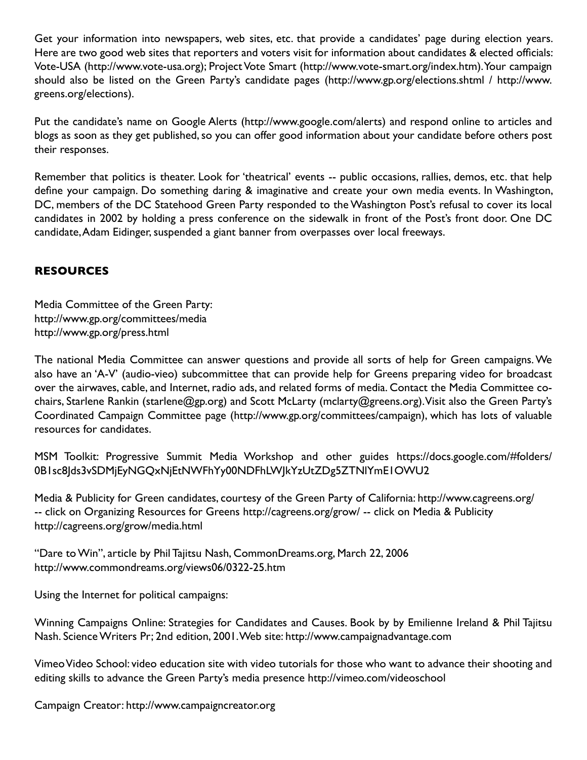Get your information into newspapers, web sites, etc. that provide a candidates' page during election years. Here are two good web sites that reporters and voters visit for information about candidates & elected officials: Vote-USA (http://www.vote-usa.org); Project Vote Smart (http://www.vote-smart.org/index.htm). Your campaign should also be listed on the Green Party's candidate pages (http://www.gp.org/elections.shtml / http://www.greens.org/elections).

Put the candidate's name on Google Alerts (http://www.google.com/alerts) and respond online to articles and blogs as soon as they get published, so you can offer good information about your candidate before others post their responses.

Remember that politics is theater. Look for 'theatrical' events -- public occasions, rallies, demos, etc. that help define your campaign. Do something daring & imaginative and create your own media events. In Washington, DC, members of the DC Statehood Green Party responded to the Washington Post's refusal to cover its local candidates in 2002 by holding a press conference on the sidewalk in front of the Post's front door. One DC candidate, Adam Eidinger, suspended a giant banner from overpasses over local freeways.

## RESOURCES

Media Committee of the Green Party:
http://www.gp.org/committees/media
http://www.gp.org/press.html

The national Media Committee can answer questions and provide all sorts of help for Green campaigns. We also have an 'A-V' (audio-vieo) subcommittee that can provide help for Greens preparing video for broadcast over the airwaves, cable, and Internet, radio ads, and related forms of media. Contact the Media Committee co-chairs, Starlene Rankin (starlene@gp.org) and Scott McLarty (mclarty@greens.org). Visit also the Green Party's Coordinated Campaign Committee page (http://www.gp.org/committees/campaign), which has lots of valuable resources for candidates.

MSM Toolkit: Progressive Summit Media Workshop and other guides https://docs.google.com/#folders/0B1sc8Jds3vSDMjEyNGQxNjEtNWFhYy00NDFhLWJkYzUtZDg5ZTNlYmE1OWU2

Media & Publicity for Green candidates, courtesy of the Green Party of California: http://www.cagreens.org/ -- click on Organizing Resources for Greens http://cagreens.org/grow/ -- click on Media & Publicity http://cagreens.org/grow/media.html

"Dare to Win", article by Phil Tajitsu Nash, CommonDreams.org, March 22, 2006
http://www.commondreams.org/views06/0322-25.htm

Using the Internet for political campaigns:

Winning Campaigns Online: Strategies for Candidates and Causes. Book by by Emilienne Ireland & Phil Tajitsu Nash. Science Writers Pr; 2nd edition, 2001. Web site: http://www.campaignadvantage.com

Vimeo Video School: video education site with video tutorials for those who want to advance their shooting and editing skills to advance the Green Party's media presence http://vimeo.com/videoschool

Campaign Creator: http://www.campaigncreator.org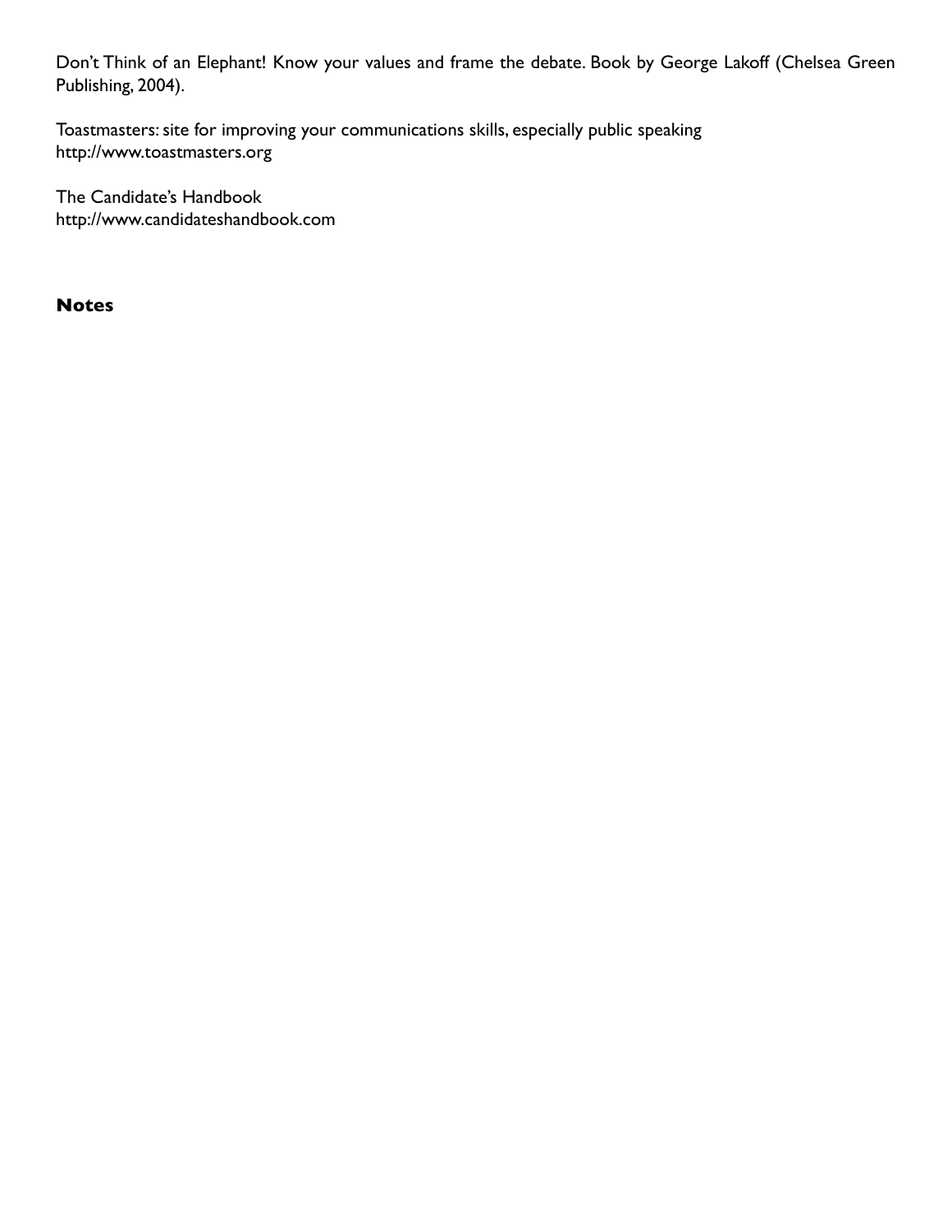Don't Think of an Elephant! Know your values and frame the debate. Book by George Lakoff (Chelsea Green Publishing, 2004).

Toastmasters: site for improving your communications skills, especially public speaking
http://www.toastmasters.org

The Candidate's Handbook
http://www.candidateshandbook.com

**Notes**